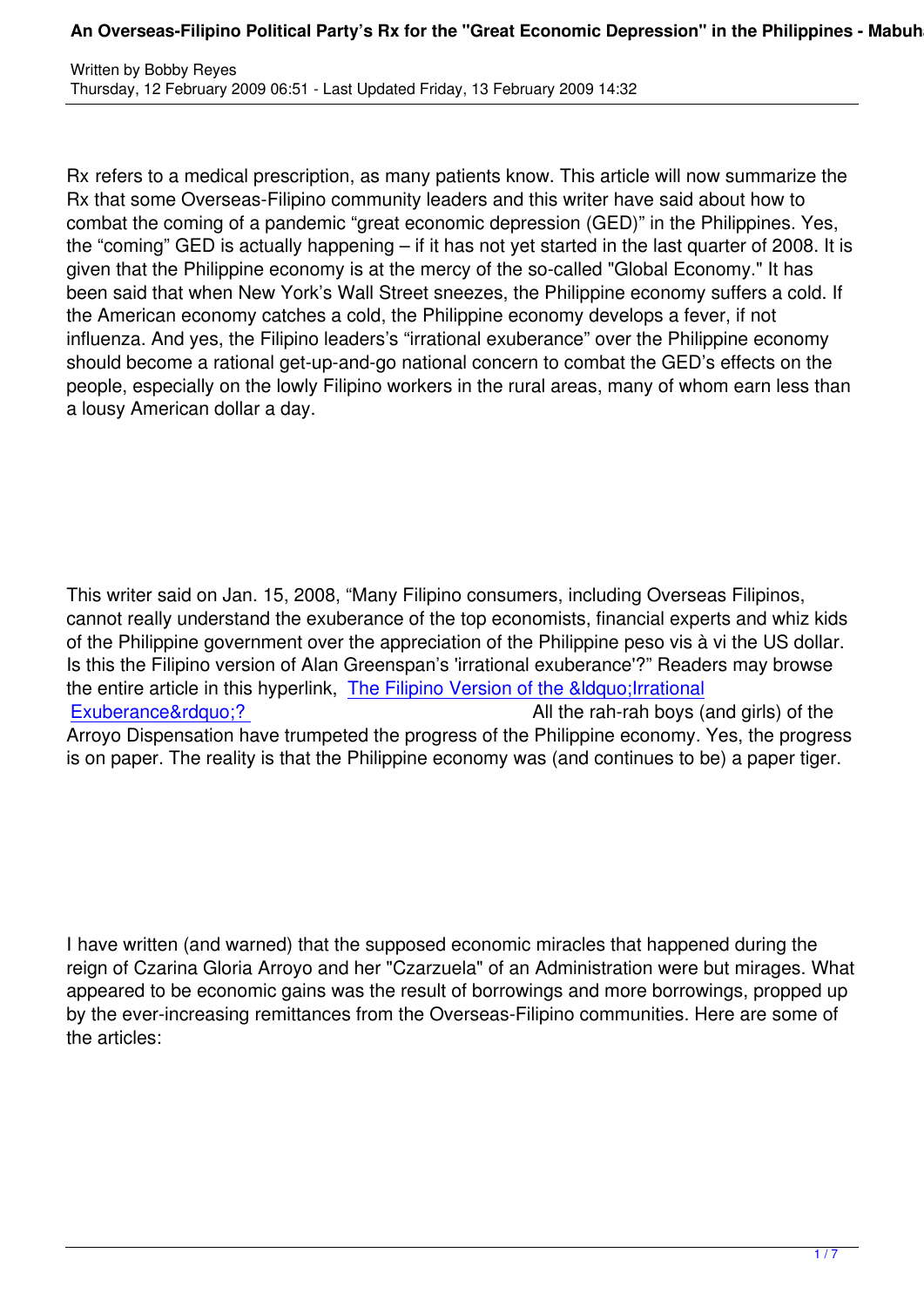Rx refers to a medical prescription, as many patients know. This article will now summarize the Rx that some Overseas-Filipino community leaders and this writer have said about how to combat the coming of a pandemic "great economic depression (GED)" in the Philippines. Yes, the "coming" GED is actually happening – if it has not yet started in the last quarter of 2008. It is given that the Philippine economy is at the mercy of the so-called "Global Economy." It has been said that when New York's Wall Street sneezes, the Philippine economy suffers a cold. If the American economy catches a cold, the Philippine economy develops a fever, if not influenza. And yes, the Filipino leaders's "irrational exuberance" over the Philippine economy should become a rational get-up-and-go national concern to combat the GED's effects on the people, especially on the lowly Filipino workers in the rural areas, many of whom earn less than a lousy American dollar a day.

This writer said on Jan. 15, 2008, "Many Filipino consumers, including Overseas Filipinos, cannot really understand the exuberance of the top economists, financial experts and whiz kids of the Philippine government over the appreciation of the Philippine peso vis à vi the US dollar. Is this the Filipino version of Alan Greenspan's 'irrational exuberance'?" Readers may browse the entire article in this hyperlink, The Filipino Version of the &ldquo;Irrational Exuberance&rdquo;? All the rah-rah boys (and girls) of the Arroyo Dispensation have trumpeted the progress of the Philippine economy. Yes, the progress is on paper. The reality is that the Philippine economy was (and continues to be) a paper tiger.

I have written (and warned) that the supposed economic miracles that happened during the reign of Czarina Gloria Arroyo and her "Czarzuela" of an Administration were but mirages. What appeared to be economic gains was the result of borrowings and more borrowings, propped up by the ever-increasing remittances from the Overseas-Filipino communities. Here are some of the articles: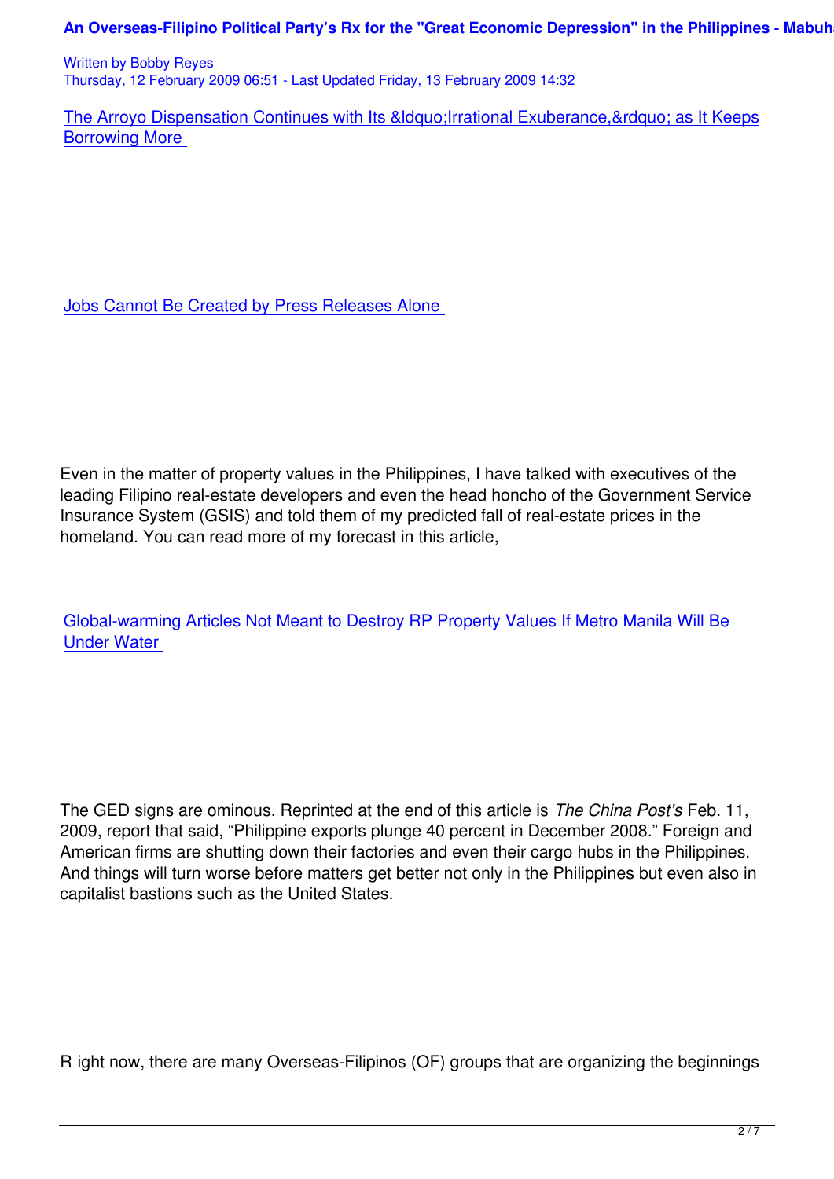[The Arroyo Dispensation Continues with Its &ldquo;Irrational Exuberance,&rdquo; as It Keeps Borrowing More](#)

[Jobs Cannot Be Created by Press Releases Alone](#)

Even in the matter of property values in the Philippines, I have talked with executives of the leading Filipino real-estate developers and even the head honcho of the Government Service Insurance System (GSIS) and told them of my predicted fall of real-estate prices in the homeland. You can read more of my forecast in this article,

[Global-warming Articles Not Meant to Destroy RP Property Values If Metro Manila Will Be Under Water](#)

The GED signs are ominous. Reprinted at the end of this article is *The China Post's* Feb. 11, 2009, report that said, "Philippine exports plunge 40 percent in December 2008." Foreign and American firms are shutting down their factories and even their cargo hubs in the Philippines. And things will turn worse before matters get better not only in the Philippines but even also in capitalist bastions such as the United States.

R ight now, there are many Overseas-Filipinos (OF) groups that are organizing the beginnings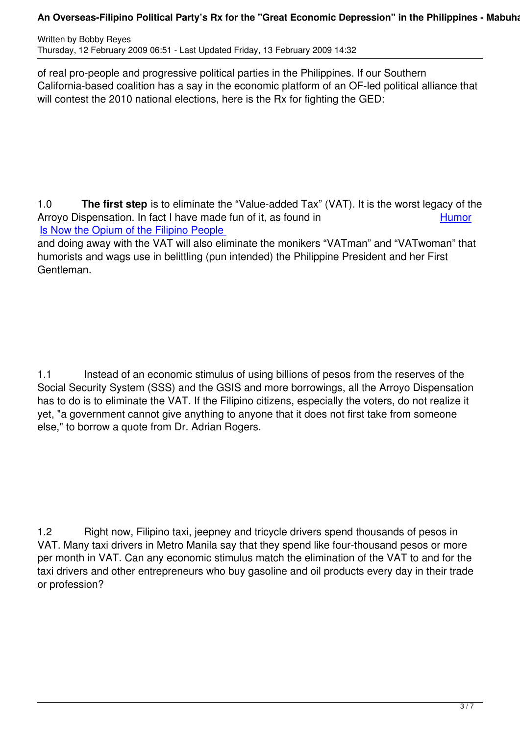of real pro-people and progressive political parties in the Philippines. If our Southern California-based coalition has a say in the economic platform of an OF-led political alliance that will contest the 2010 national elections, here is the Rx for fighting the GED:

1.0 **The first step** is to eliminate the "Value-added Tax" (VAT). It is the worst legacy of the Arroyo Dispensation. In fact I have made fun of it, as found in Humor Is Now the Opium of the Filipino People and doing away with the VAT will also eliminate the monikers "VATman" and "VATwoman" that humorists and wags use in belittling (pun intended) the Philippine President and her First Gentleman.

1.1 Instead of an economic stimulus of using billions of pesos from the reserves of the Social Security System (SSS) and the GSIS and more borrowings, all the Arroyo Dispensation has to do is to eliminate the VAT. If the Filipino citizens, especially the voters, do not realize it yet, "a government cannot give anything to anyone that it does not first take from someone else," to borrow a quote from Dr. Adrian Rogers.

1.2 Right now, Filipino taxi, jeepney and tricycle drivers spend thousands of pesos in VAT. Many taxi drivers in Metro Manila say that they spend like four-thousand pesos or more per month in VAT. Can any economic stimulus match the elimination of the VAT to and for the taxi drivers and other entrepreneurs who buy gasoline and oil products every day in their trade or profession?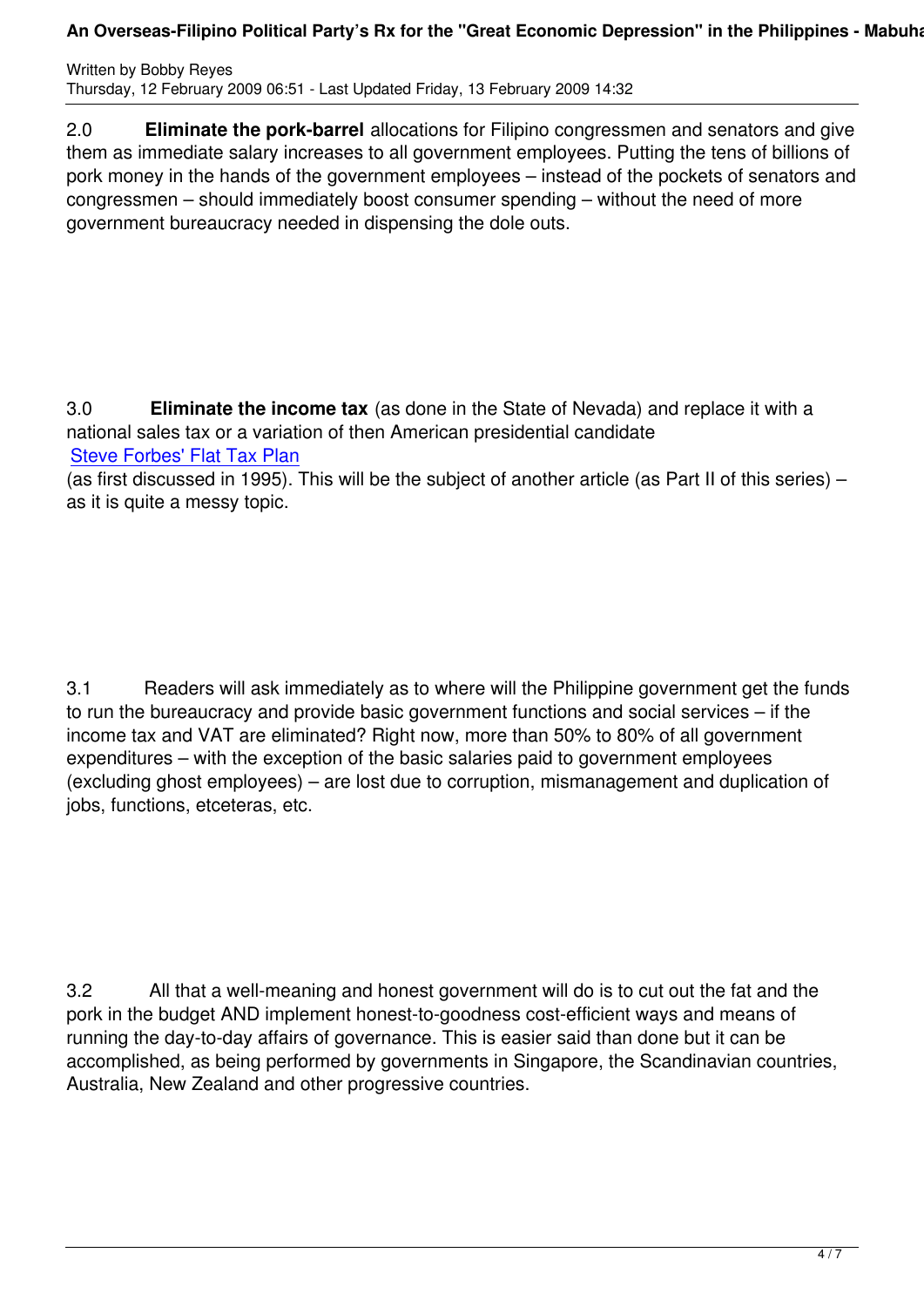2.0 **Eliminate the pork-barrel** allocations for Filipino congressmen and senators and give them as immediate salary increases to all government employees. Putting the tens of billions of pork money in the hands of the government employees – instead of the pockets of senators and congressmen – should immediately boost consumer spending – without the need of more government bureaucracy needed in dispensing the dole outs.

3.0 **Eliminate the income tax** (as done in the State of Nevada) and replace it with a national sales tax or a variation of then American presidential candidate Steve Forbes' Flat Tax Plan (as first discussed in 1995). This will be the subject of another article (as Part II of this series) – as it is quite a messy topic.

3.1 Readers will ask immediately as to where will the Philippine government get the funds to run the bureaucracy and provide basic government functions and social services – if the income tax and VAT are eliminated? Right now, more than 50% to 80% of all government expenditures – with the exception of the basic salaries paid to government employees (excluding ghost employees) – are lost due to corruption, mismanagement and duplication of jobs, functions, etceteras, etc.

3.2 All that a well-meaning and honest government will do is to cut out the fat and the pork in the budget AND implement honest-to-goodness cost-efficient ways and means of running the day-to-day affairs of governance. This is easier said than done but it can be accomplished, as being performed by governments in Singapore, the Scandinavian countries, Australia, New Zealand and other progressive countries.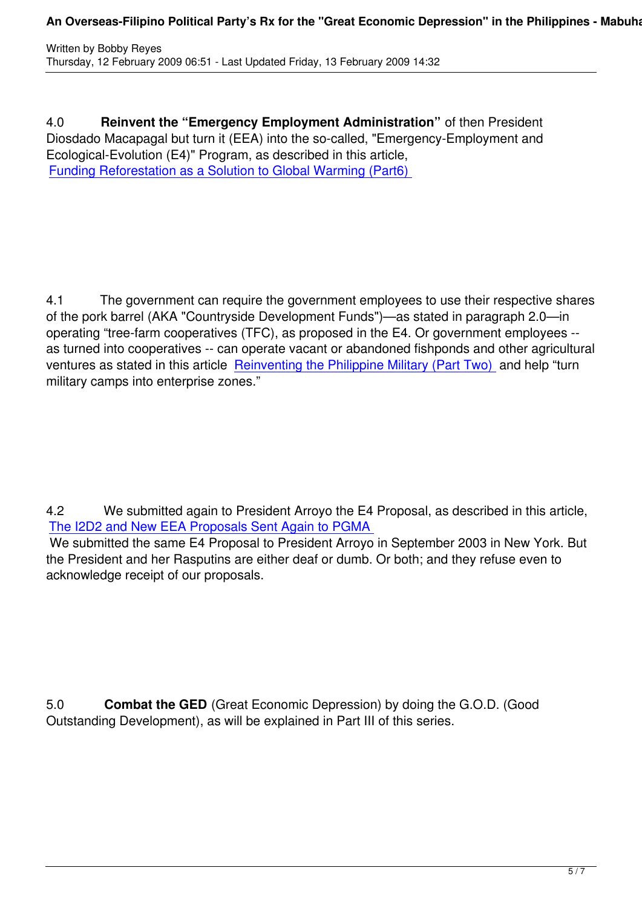4.0 **Reinvent the "Emergency Employment Administration"** of then President Diosdado Macapagal but turn it (EEA) into the so-called, "Emergency-Employment and Ecological-Evolution (E4)" Program, as described in this article, Funding Reforestation as a Solution to Global Warming (Part6)

4.1 The government can require the government employees to use their respective shares of the pork barrel (AKA "Countryside Development Funds")—as stated in paragraph 2.0—in operating "tree-farm cooperatives (TFC), as proposed in the E4. Or government employees -- as turned into cooperatives -- can operate vacant or abandoned fishponds and other agricultural ventures as stated in this article Reinventing the Philippine Military (Part Two) and help "turn military camps into enterprise zones."

4.2 We submitted again to President Arroyo the E4 Proposal, as described in this article, The I2D2 and New EEA Proposals Sent Again to PGMA We submitted the same E4 Proposal to President Arroyo in September 2003 in New York. But the President and her Rasputins are either deaf or dumb. Or both; and they refuse even to acknowledge receipt of our proposals.

5.0 **Combat the GED** (Great Economic Depression) by doing the G.O.D. (Good Outstanding Development), as will be explained in Part III of this series.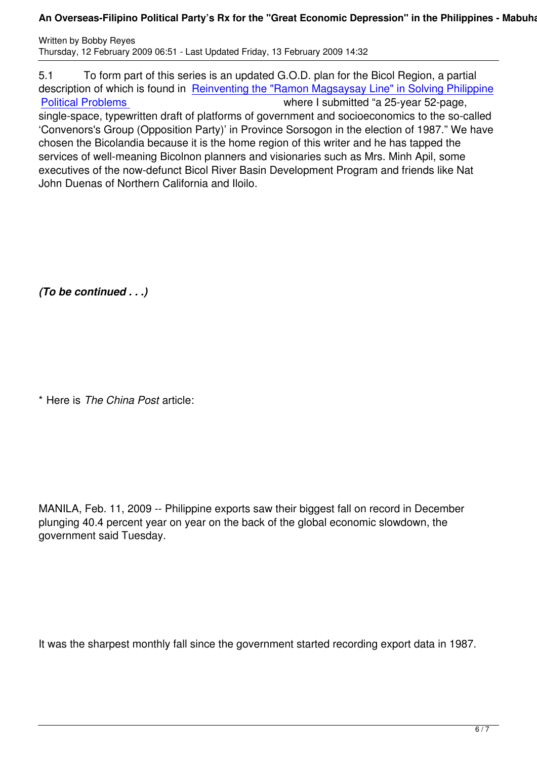5.1 To form part of this series is an updated G.O.D. plan for the Bicol Region, a partial description of which is found in [Reinventing the "Ramon Magsaysay Line" in Solving Philippine Political Problems] where I submitted "a 25-year 52-page, single-space, typewritten draft of platforms of government and socioeconomics to the so-called 'Convenors's Group (Opposition Party)' in Province Sorsogon in the election of 1987." We have chosen the Bicolandia because it is the home region of this writer and he has tapped the services of well-meaning Bicolnon planners and visionaries such as Mrs. Minh Apil, some executives of the now-defunct Bicol River Basin Development Program and friends like Nat John Duenas of Northern California and Iloilo.

***(To be continued . . .)***

\* Here is *The China Post* article:

MANILA, Feb. 11, 2009 -- Philippine exports saw their biggest fall on record in December plunging 40.4 percent year on year on the back of the global economic slowdown, the government said Tuesday.

It was the sharpest monthly fall since the government started recording export data in 1987.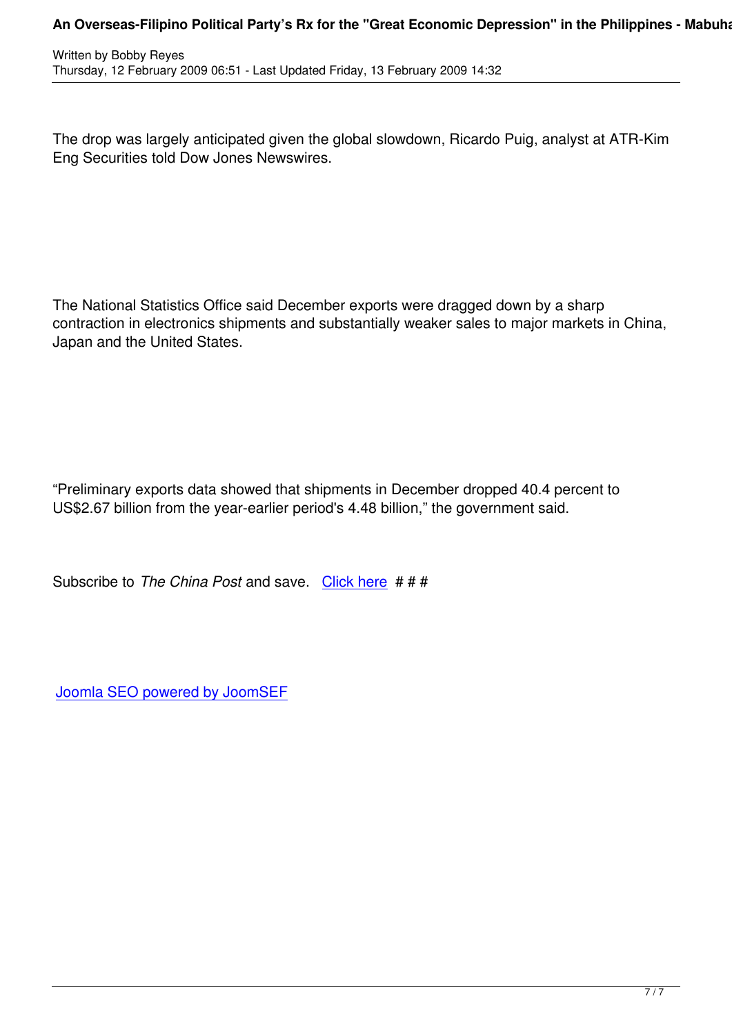The drop was largely anticipated given the global slowdown, Ricardo Puig, analyst at ATR-Kim Eng Securities told Dow Jones Newswires.

The National Statistics Office said December exports were dragged down by a sharp contraction in electronics shipments and substantially weaker sales to major markets in China, Japan and the United States.

“Preliminary exports data showed that shipments in December dropped 40.4 percent to US$2.67 billion from the year-earlier period's 4.48 billion,” the government said.

Subscribe to *The China Post* and save. Click here # # #

Joomla SEO powered by JoomSEF